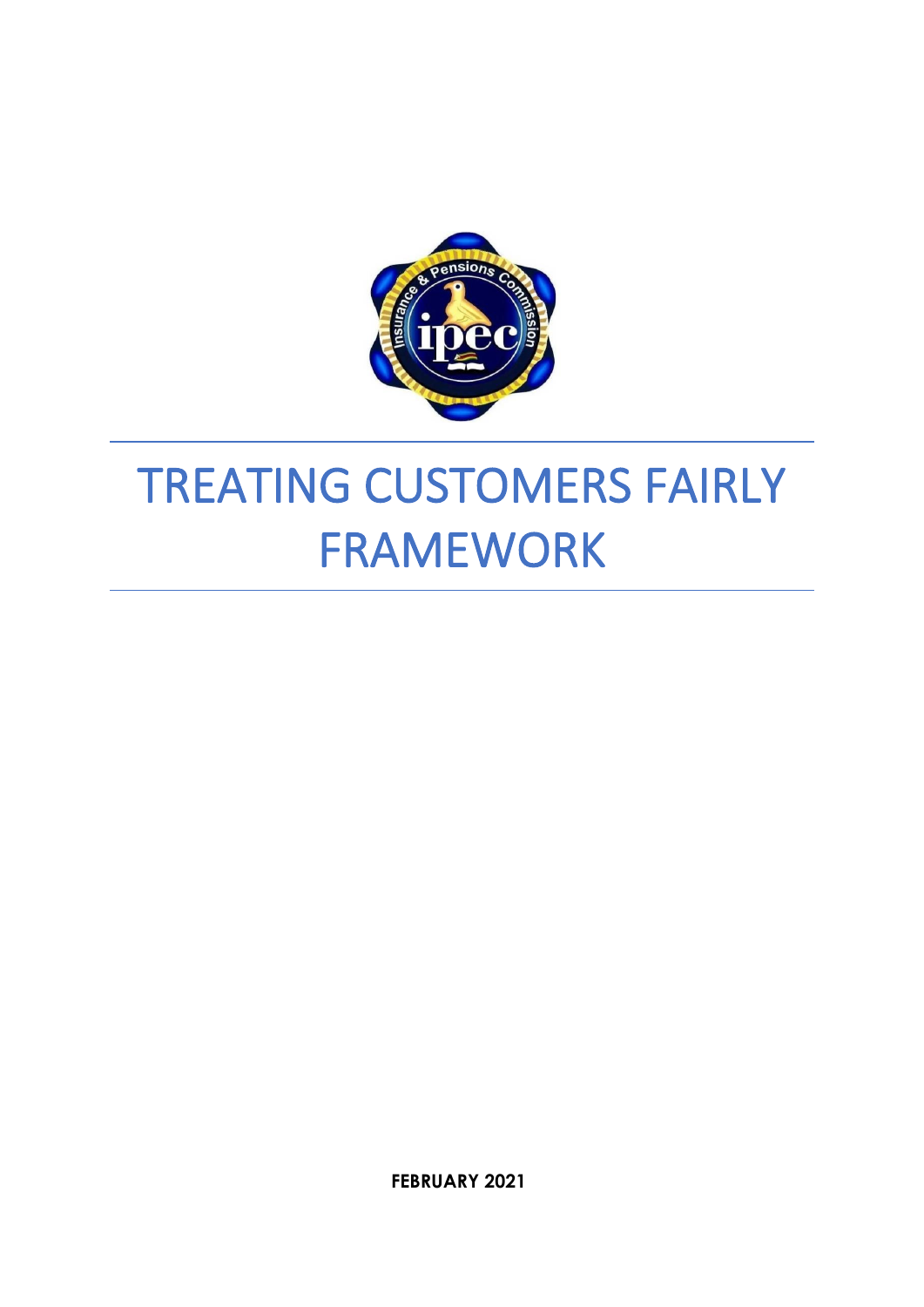# TREATING CUSTOMERS FAIRLY FRAMEWORK

**FEBRUARY 2021**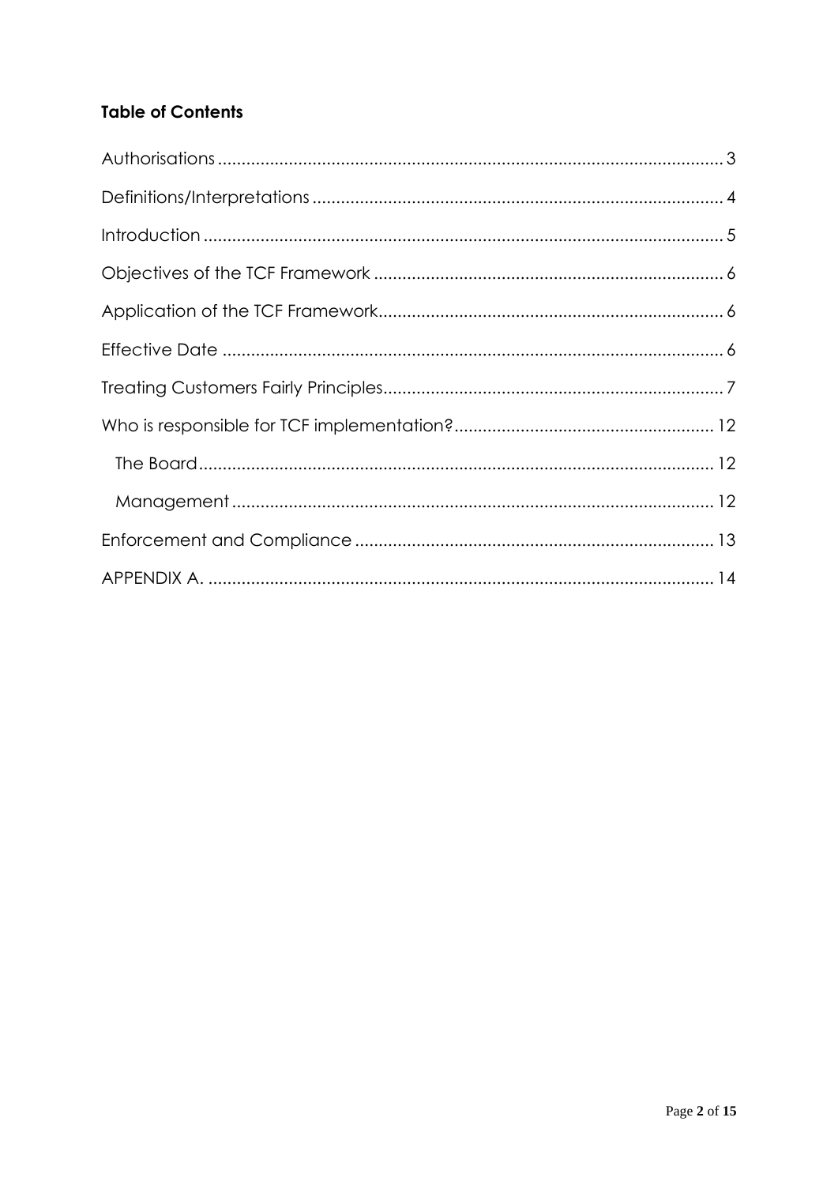**Table of Contents**

Authorisations ..... 3

Definitions/Interpretations ..... 4

Introduction ..... 5

Objectives of the TCF Framework ..... 6

Application of the TCF Framework ..... 6

Effective Date ..... 6

Treating Customers Fairly Principles ..... 7

Who is responsible for TCF implementation? ..... 12

- The Board ..... 12
- Management ..... 12

Enforcement and Compliance ..... 13

APPENDIX A. ..... 14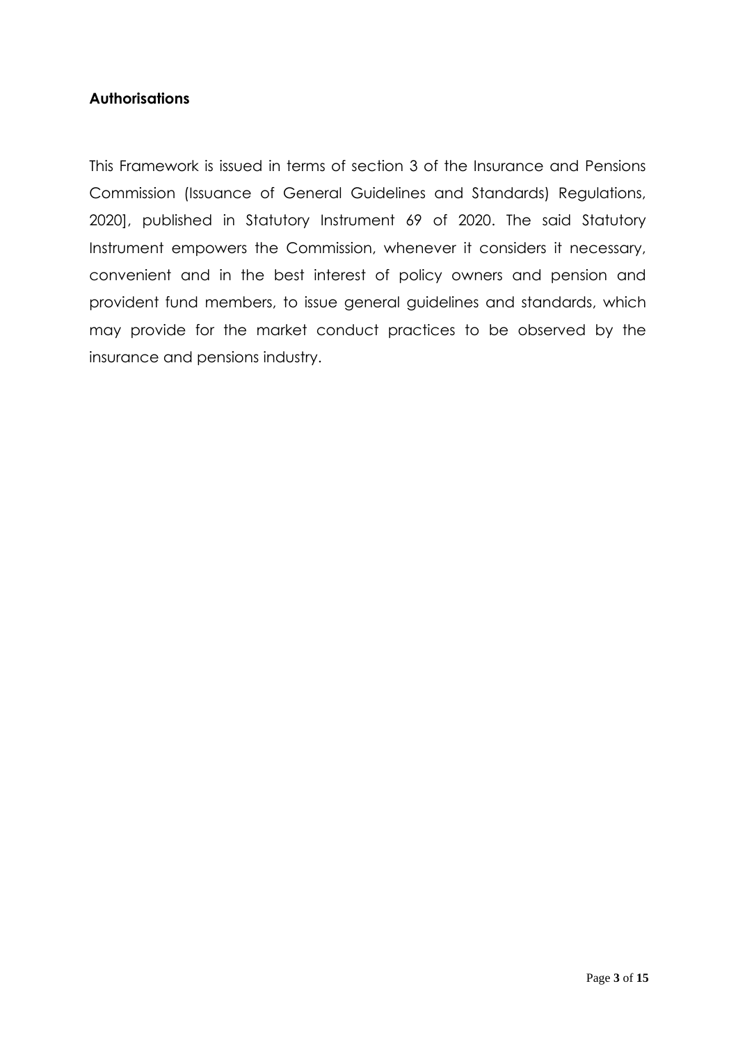## Authorisations

This Framework is issued in terms of section 3 of the Insurance and Pensions Commission (Issuance of General Guidelines and Standards) Regulations, 2020], published in Statutory Instrument 69 of 2020. The said Statutory Instrument empowers the Commission, whenever it considers it necessary, convenient and in the best interest of policy owners and pension and provident fund members, to issue general guidelines and standards, which may provide for the market conduct practices to be observed by the insurance and pensions industry.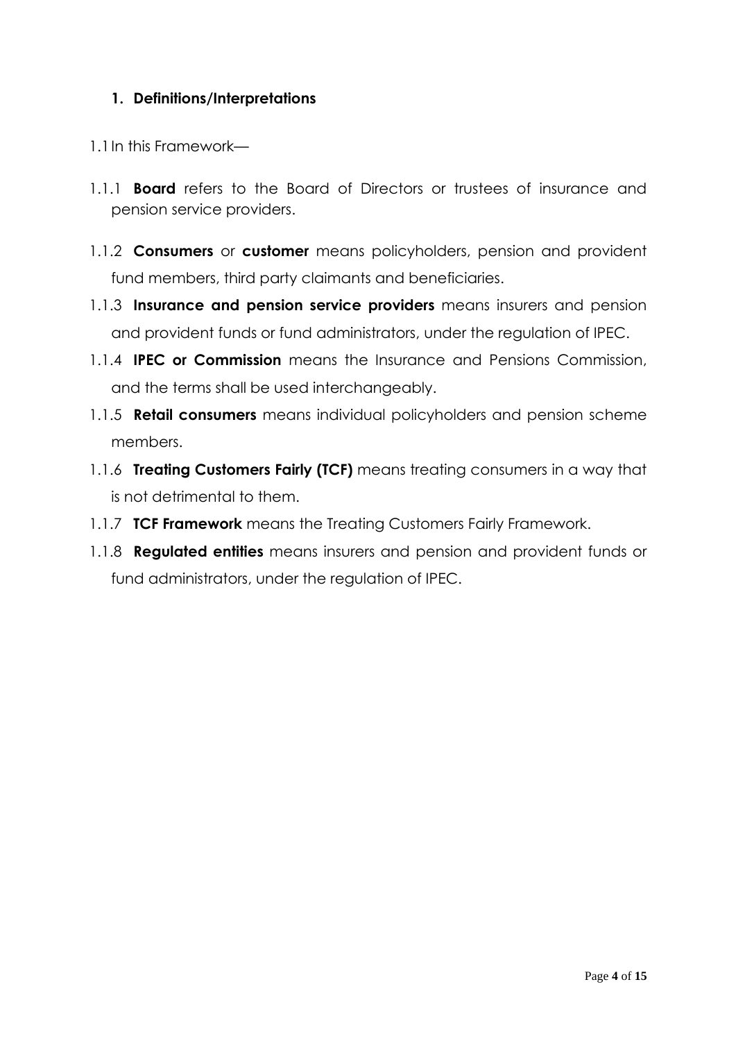## 1. Definitions/Interpretations

1.1 In this Framework—

1.1.1 **Board** refers to the Board of Directors or trustees of insurance and pension service providers.

1.1.2 **Consumers** or **customer** means policyholders, pension and provident fund members, third party claimants and beneficiaries.

1.1.3 **Insurance and pension service providers** means insurers and pension and provident funds or fund administrators, under the regulation of IPEC.

1.1.4 **IPEC or Commission** means the Insurance and Pensions Commission, and the terms shall be used interchangeably.

1.1.5 **Retail consumers** means individual policyholders and pension scheme members.

1.1.6 **Treating Customers Fairly (TCF)** means treating consumers in a way that is not detrimental to them.

1.1.7 **TCF Framework** means the Treating Customers Fairly Framework.

1.1.8 **Regulated entities** means insurers and pension and provident funds or fund administrators, under the regulation of IPEC.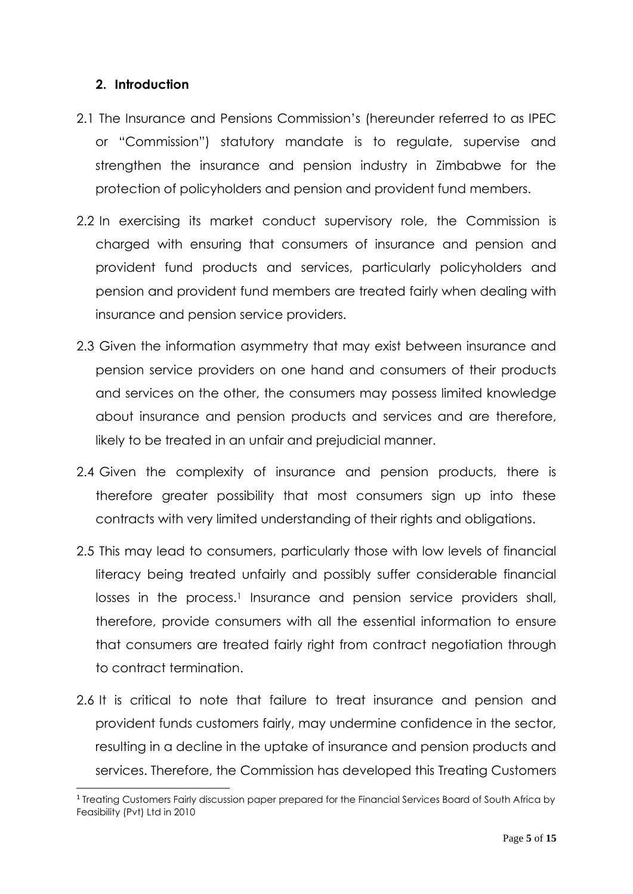## 2. Introduction

2.1 The Insurance and Pensions Commission's (hereunder referred to as IPEC or "Commission") statutory mandate is to regulate, supervise and strengthen the insurance and pension industry in Zimbabwe for the protection of policyholders and pension and provident fund members.

2.2 In exercising its market conduct supervisory role, the Commission is charged with ensuring that consumers of insurance and pension and provident fund products and services, particularly policyholders and pension and provident fund members are treated fairly when dealing with insurance and pension service providers.

2.3 Given the information asymmetry that may exist between insurance and pension service providers on one hand and consumers of their products and services on the other, the consumers may possess limited knowledge about insurance and pension products and services and are therefore, likely to be treated in an unfair and prejudicial manner.

2.4 Given the complexity of insurance and pension products, there is therefore greater possibility that most consumers sign up into these contracts with very limited understanding of their rights and obligations.

2.5 This may lead to consumers, particularly those with low levels of financial literacy being treated unfairly and possibly suffer considerable financial losses in the process.[1] Insurance and pension service providers shall, therefore, provide consumers with all the essential information to ensure that consumers are treated fairly right from contract negotiation through to contract termination.

2.6 It is critical to note that failure to treat insurance and pension and provident funds customers fairly, may undermine confidence in the sector, resulting in a decline in the uptake of insurance and pension products and services. Therefore, the Commission has developed this Treating Customers

[1] Treating Customers Fairly discussion paper prepared for the Financial Services Board of South Africa by Feasibility (Pvt) Ltd in 2010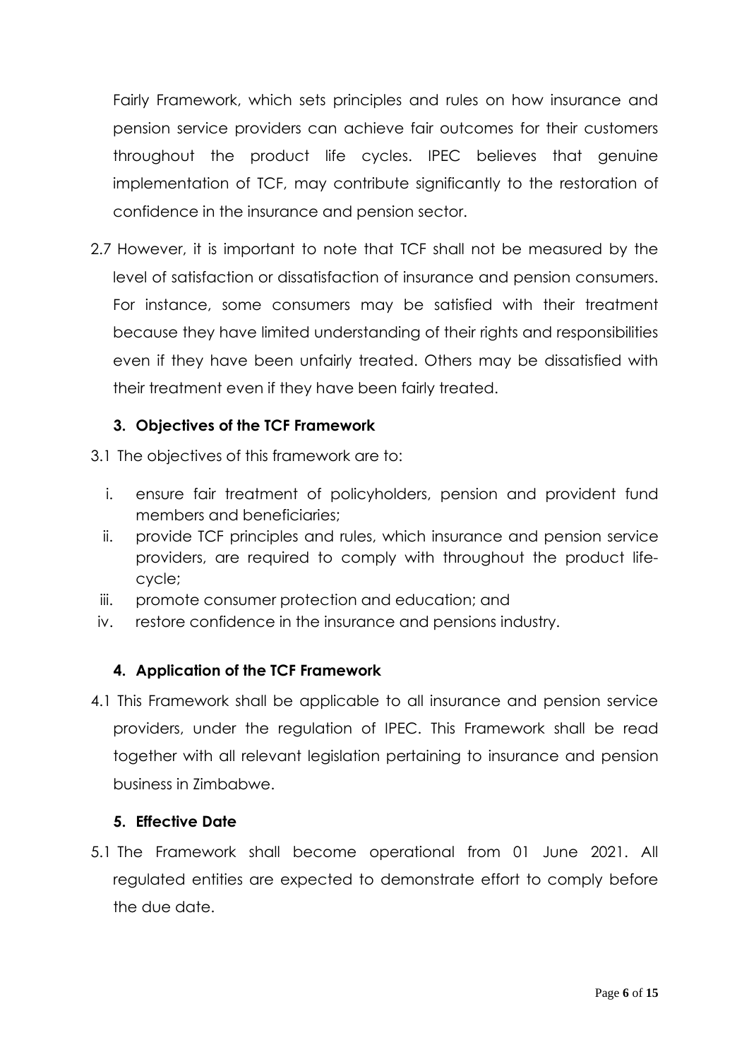Fairly Framework, which sets principles and rules on how insurance and pension service providers can achieve fair outcomes for their customers throughout the product life cycles. IPEC believes that genuine implementation of TCF, may contribute significantly to the restoration of confidence in the insurance and pension sector.

2.7 However, it is important to note that TCF shall not be measured by the level of satisfaction or dissatisfaction of insurance and pension consumers. For instance, some consumers may be satisfied with their treatment because they have limited understanding of their rights and responsibilities even if they have been unfairly treated. Others may be dissatisfied with their treatment even if they have been fairly treated.

## 3. Objectives of the TCF Framework

3.1 The objectives of this framework are to:

i. ensure fair treatment of policyholders, pension and provident fund members and beneficiaries;
ii. provide TCF principles and rules, which insurance and pension service providers, are required to comply with throughout the product life-cycle;
iii. promote consumer protection and education; and
iv. restore confidence in the insurance and pensions industry.

## 4. Application of the TCF Framework

4.1 This Framework shall be applicable to all insurance and pension service providers, under the regulation of IPEC. This Framework shall be read together with all relevant legislation pertaining to insurance and pension business in Zimbabwe.

## 5. Effective Date

5.1 The Framework shall become operational from 01 June 2021. All regulated entities are expected to demonstrate effort to comply before the due date.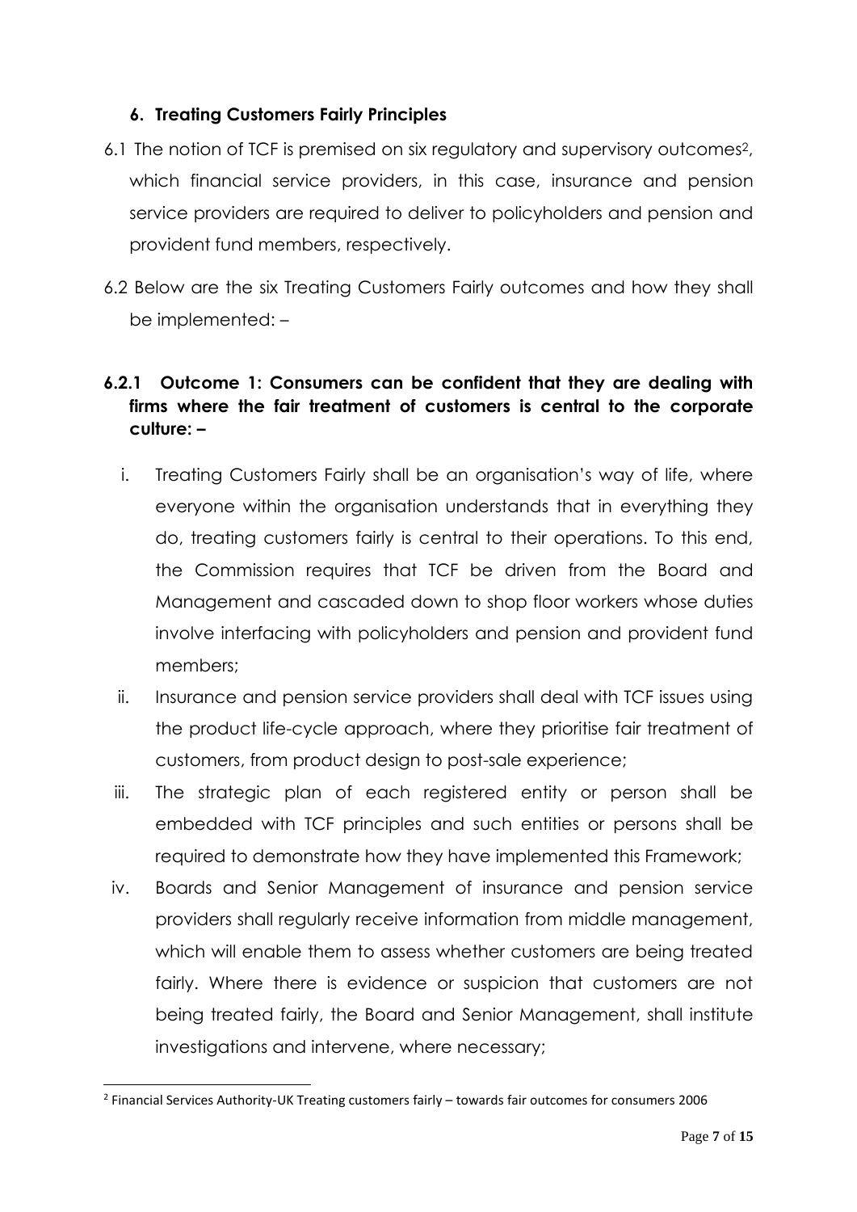## 6. Treating Customers Fairly Principles

6.1 The notion of TCF is premised on six regulatory and supervisory outcomes[2], which financial service providers, in this case, insurance and pension service providers are required to deliver to policyholders and pension and provident fund members, respectively.

6.2 Below are the six Treating Customers Fairly outcomes and how they shall be implemented: –

### 6.2.1 Outcome 1: Consumers can be confident that they are dealing with firms where the fair treatment of customers is central to the corporate culture: –

i. Treating Customers Fairly shall be an organisation's way of life, where everyone within the organisation understands that in everything they do, treating customers fairly is central to their operations. To this end, the Commission requires that TCF be driven from the Board and Management and cascaded down to shop floor workers whose duties involve interfacing with policyholders and pension and provident fund members;

ii. Insurance and pension service providers shall deal with TCF issues using the product life-cycle approach, where they prioritise fair treatment of customers, from product design to post-sale experience;

iii. The strategic plan of each registered entity or person shall be embedded with TCF principles and such entities or persons shall be required to demonstrate how they have implemented this Framework;

iv. Boards and Senior Management of insurance and pension service providers shall regularly receive information from middle management, which will enable them to assess whether customers are being treated fairly. Where there is evidence or suspicion that customers are not being treated fairly, the Board and Senior Management, shall institute investigations and intervene, where necessary;

---

[2] Financial Services Authority-UK Treating customers fairly – towards fair outcomes for consumers 2006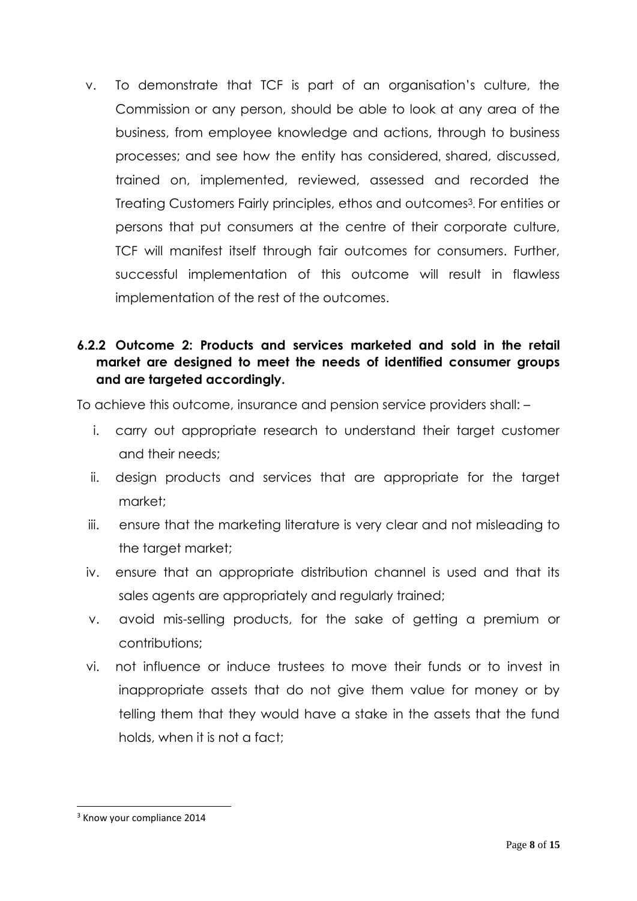v. To demonstrate that TCF is part of an organisation's culture, the Commission or any person, should be able to look at any area of the business, from employee knowledge and actions, through to business processes; and see how the entity has considered, shared, discussed, trained on, implemented, reviewed, assessed and recorded the Treating Customers Fairly principles, ethos and outcomes[3]. For entities or persons that put consumers at the centre of their corporate culture, TCF will manifest itself through fair outcomes for consumers. Further, successful implementation of this outcome will result in flawless implementation of the rest of the outcomes.

### 6.2.2 Outcome 2: Products and services marketed and sold in the retail market are designed to meet the needs of identified consumer groups and are targeted accordingly.

To achieve this outcome, insurance and pension service providers shall: –

i. carry out appropriate research to understand their target customer and their needs;
ii. design products and services that are appropriate for the target market;
iii. ensure that the marketing literature is very clear and not misleading to the target market;
iv. ensure that an appropriate distribution channel is used and that its sales agents are appropriately and regularly trained;
v. avoid mis-selling products, for the sake of getting a premium or contributions;
vi. not influence or induce trustees to move their funds or to invest in inappropriate assets that do not give them value for money or by telling them that they would have a stake in the assets that the fund holds, when it is not a fact;

---

[3] Know your compliance 2014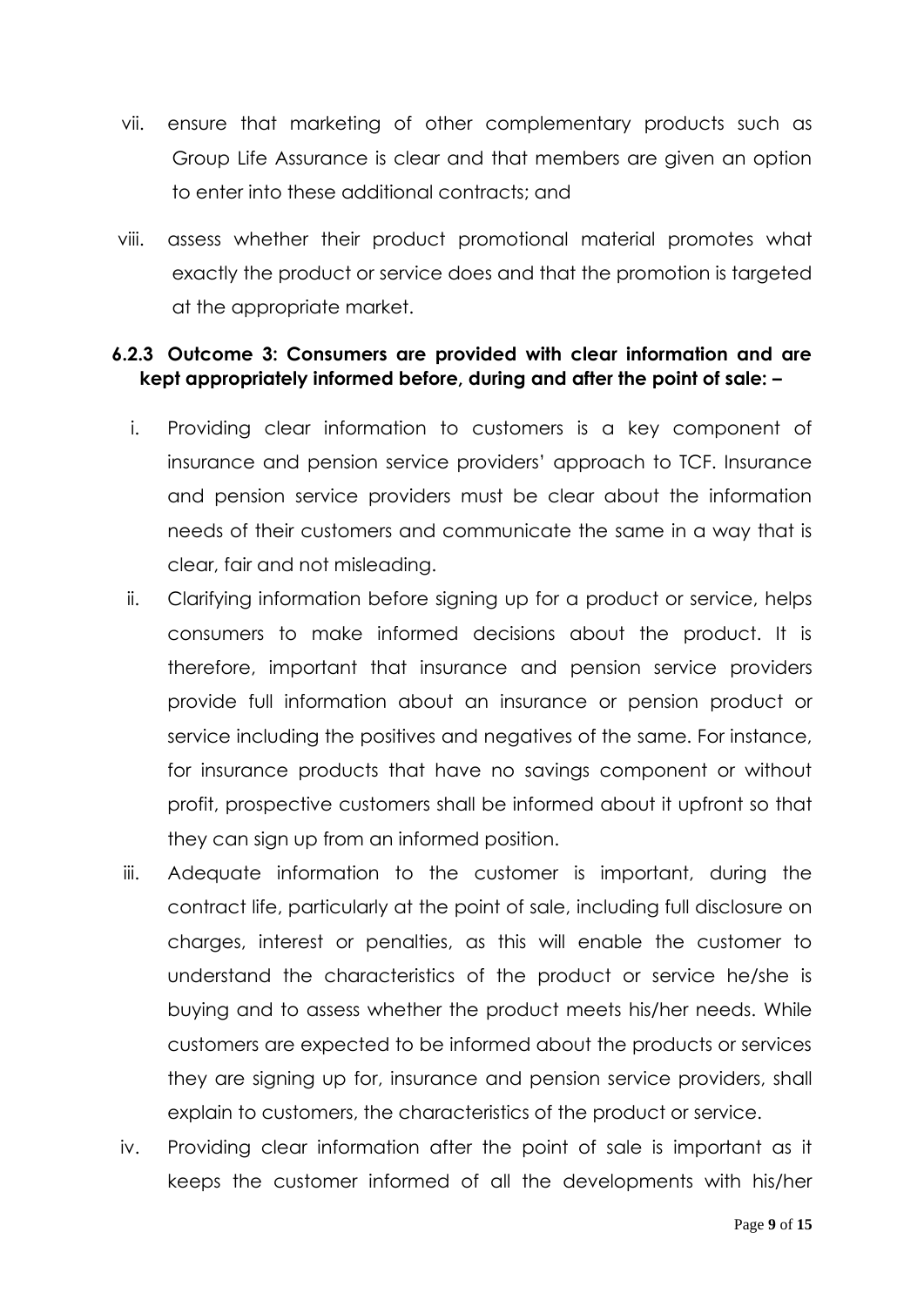vii. ensure that marketing of other complementary products such as Group Life Assurance is clear and that members are given an option to enter into these additional contracts; and

viii. assess whether their product promotional material promotes what exactly the product or service does and that the promotion is targeted at the appropriate market.

### 6.2.3 Outcome 3: Consumers are provided with clear information and are kept appropriately informed before, during and after the point of sale: –

i. Providing clear information to customers is a key component of insurance and pension service providers' approach to TCF. Insurance and pension service providers must be clear about the information needs of their customers and communicate the same in a way that is clear, fair and not misleading.

ii. Clarifying information before signing up for a product or service, helps consumers to make informed decisions about the product. It is therefore, important that insurance and pension service providers provide full information about an insurance or pension product or service including the positives and negatives of the same. For instance, for insurance products that have no savings component or without profit, prospective customers shall be informed about it upfront so that they can sign up from an informed position.

iii. Adequate information to the customer is important, during the contract life, particularly at the point of sale, including full disclosure on charges, interest or penalties, as this will enable the customer to understand the characteristics of the product or service he/she is buying and to assess whether the product meets his/her needs. While customers are expected to be informed about the products or services they are signing up for, insurance and pension service providers, shall explain to customers, the characteristics of the product or service.

iv. Providing clear information after the point of sale is important as it keeps the customer informed of all the developments with his/her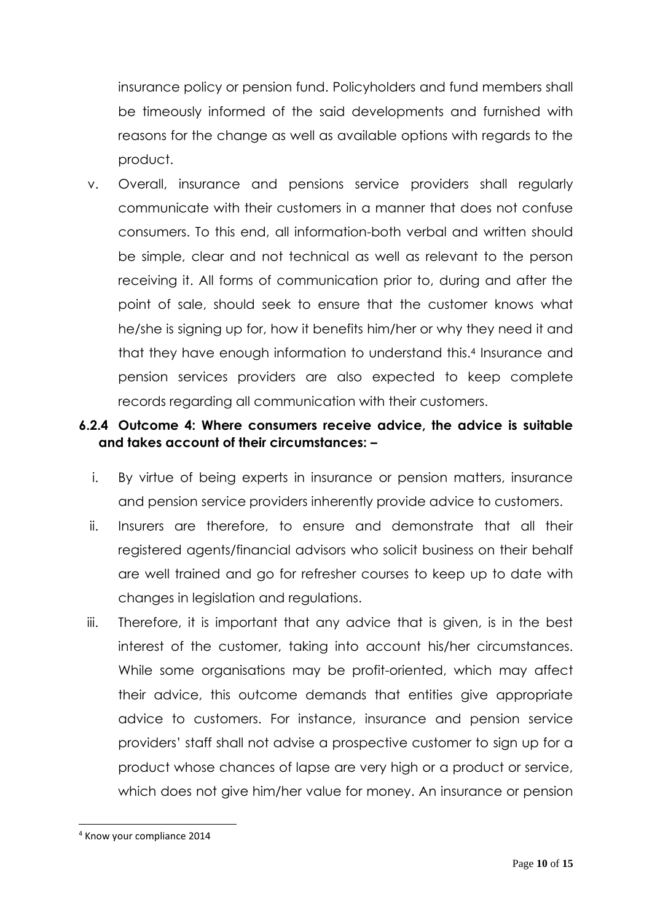insurance policy or pension fund. Policyholders and fund members shall be timeously informed of the said developments and furnished with reasons for the change as well as available options with regards to the product.

v. Overall, insurance and pensions service providers shall regularly communicate with their customers in a manner that does not confuse consumers. To this end, all information-both verbal and written should be simple, clear and not technical as well as relevant to the person receiving it. All forms of communication prior to, during and after the point of sale, should seek to ensure that the customer knows what he/she is signing up for, how it benefits him/her or why they need it and that they have enough information to understand this.[4] Insurance and pension services providers are also expected to keep complete records regarding all communication with their customers.

#### 6.2.4 Outcome 4: Where consumers receive advice, the advice is suitable and takes account of their circumstances: –

i. By virtue of being experts in insurance or pension matters, insurance and pension service providers inherently provide advice to customers.

ii. Insurers are therefore, to ensure and demonstrate that all their registered agents/financial advisors who solicit business on their behalf are well trained and go for refresher courses to keep up to date with changes in legislation and regulations.

iii. Therefore, it is important that any advice that is given, is in the best interest of the customer, taking into account his/her circumstances. While some organisations may be profit-oriented, which may affect their advice, this outcome demands that entities give appropriate advice to customers. For instance, insurance and pension service providers' staff shall not advise a prospective customer to sign up for a product whose chances of lapse are very high or a product or service, which does not give him/her value for money. An insurance or pension

[4] Know your compliance 2014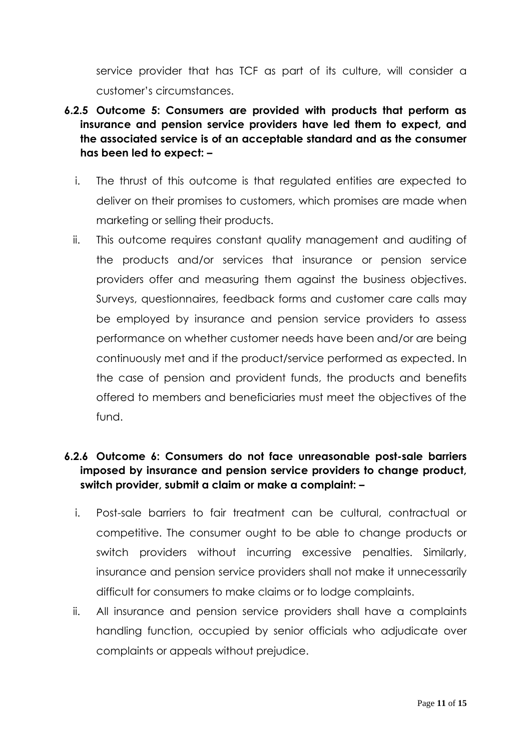service provider that has TCF as part of its culture, will consider a customer's circumstances.

**6.2.5 Outcome 5: Consumers are provided with products that perform as insurance and pension service providers have led them to expect, and the associated service is of an acceptable standard and as the consumer has been led to expect: –**

i. The thrust of this outcome is that regulated entities are expected to deliver on their promises to customers, which promises are made when marketing or selling their products.

ii. This outcome requires constant quality management and auditing of the products and/or services that insurance or pension service providers offer and measuring them against the business objectives. Surveys, questionnaires, feedback forms and customer care calls may be employed by insurance and pension service providers to assess performance on whether customer needs have been and/or are being continuously met and if the product/service performed as expected. In the case of pension and provident funds, the products and benefits offered to members and beneficiaries must meet the objectives of the fund.

**6.2.6 Outcome 6: Consumers do not face unreasonable post-sale barriers imposed by insurance and pension service providers to change product, switch provider, submit a claim or make a complaint: –**

i. Post-sale barriers to fair treatment can be cultural, contractual or competitive. The consumer ought to be able to change products or switch providers without incurring excessive penalties. Similarly, insurance and pension service providers shall not make it unnecessarily difficult for consumers to make claims or to lodge complaints.

ii. All insurance and pension service providers shall have a complaints handling function, occupied by senior officials who adjudicate over complaints or appeals without prejudice.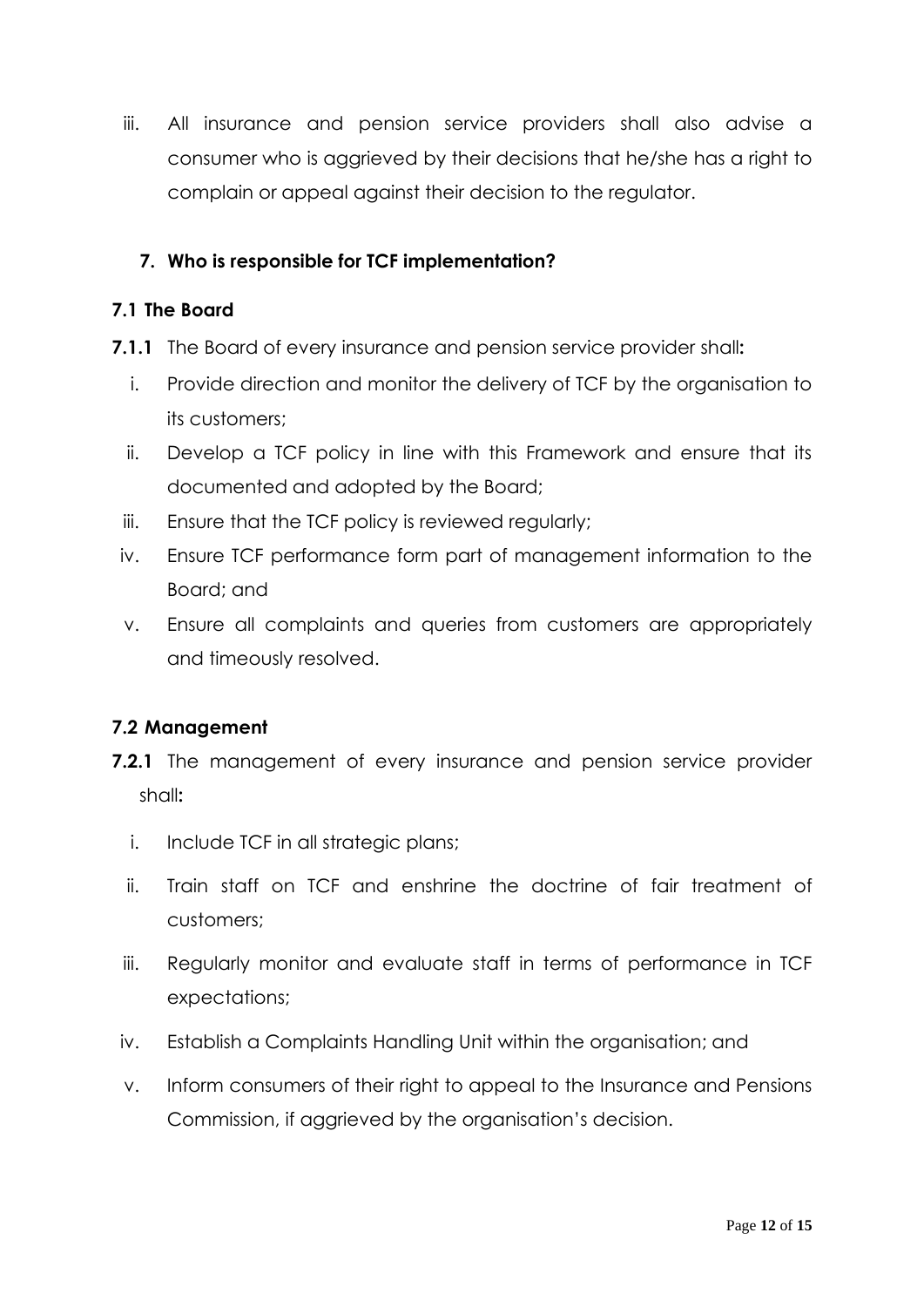iii. All insurance and pension service providers shall also advise a consumer who is aggrieved by their decisions that he/she has a right to complain or appeal against their decision to the regulator.

## 7. Who is responsible for TCF implementation?

### 7.1 The Board

**7.1.1** The Board of every insurance and pension service provider shall**:**

i. Provide direction and monitor the delivery of TCF by the organisation to its customers;
ii. Develop a TCF policy in line with this Framework and ensure that its documented and adopted by the Board;
iii. Ensure that the TCF policy is reviewed regularly;
iv. Ensure TCF performance form part of management information to the Board; and
v. Ensure all complaints and queries from customers are appropriately and timeously resolved.

### 7.2 Management

**7.2.1** The management of every insurance and pension service provider shall**:**

i. Include TCF in all strategic plans;
ii. Train staff on TCF and enshrine the doctrine of fair treatment of customers;
iii. Regularly monitor and evaluate staff in terms of performance in TCF expectations;
iv. Establish a Complaints Handling Unit within the organisation; and
v. Inform consumers of their right to appeal to the Insurance and Pensions Commission, if aggrieved by the organisation's decision.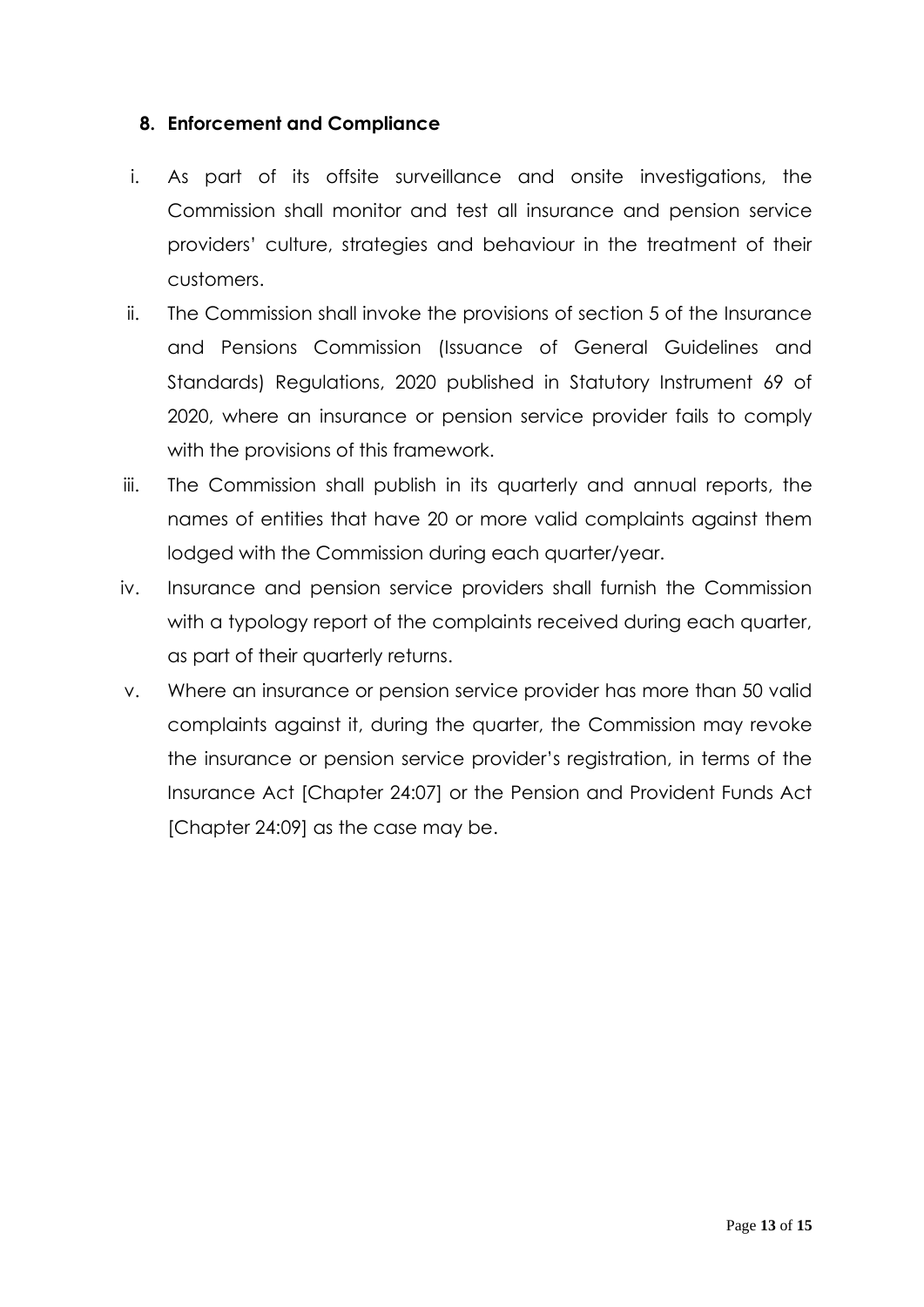## 8. Enforcement and Compliance

i. As part of its offsite surveillance and onsite investigations, the Commission shall monitor and test all insurance and pension service providers' culture, strategies and behaviour in the treatment of their customers.

ii. The Commission shall invoke the provisions of section 5 of the Insurance and Pensions Commission (Issuance of General Guidelines and Standards) Regulations, 2020 published in Statutory Instrument 69 of 2020, where an insurance or pension service provider fails to comply with the provisions of this framework.

iii. The Commission shall publish in its quarterly and annual reports, the names of entities that have 20 or more valid complaints against them lodged with the Commission during each quarter/year.

iv. Insurance and pension service providers shall furnish the Commission with a typology report of the complaints received during each quarter, as part of their quarterly returns.

v. Where an insurance or pension service provider has more than 50 valid complaints against it, during the quarter, the Commission may revoke the insurance or pension service provider's registration, in terms of the Insurance Act [Chapter 24:07] or the Pension and Provident Funds Act [Chapter 24:09] as the case may be.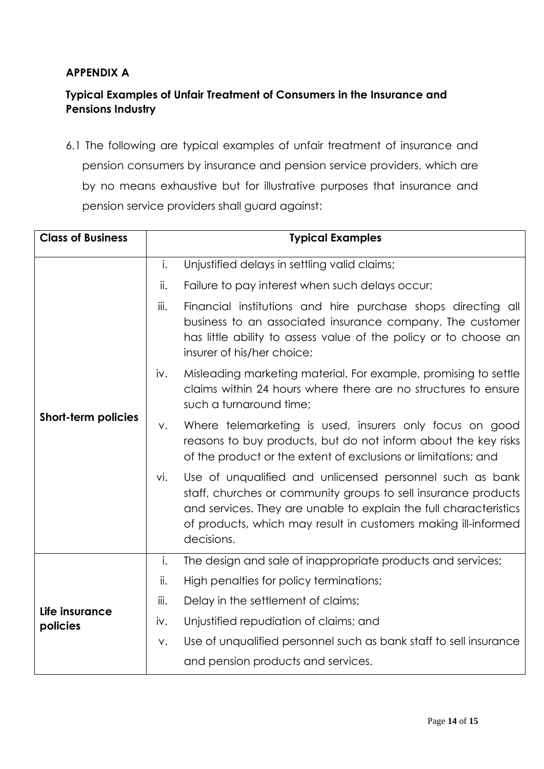**APPENDIX A**

**Typical Examples of Unfair Treatment of Consumers in the Insurance and Pensions Industry**

6.1 The following are typical examples of unfair treatment of insurance and pension consumers by insurance and pension service providers, which are by no means exhaustive but for illustrative purposes that insurance and pension service providers shall guard against:

| Class of Business | Typical Examples |
|---|---|
| **Short-term policies** | i. Unjustified delays in settling valid claims;<br>ii. Failure to pay interest when such delays occur;<br>iii. Financial institutions and hire purchase shops directing all business to an associated insurance company. The customer has little ability to assess value of the policy or to choose an insurer of his/her choice;<br>iv. Misleading marketing material. For example, promising to settle claims within 24 hours where there are no structures to ensure such a turnaround time;<br>v. Where telemarketing is used, insurers only focus on good reasons to buy products, but do not inform about the key risks of the product or the extent of exclusions or limitations; and<br>vi. Use of unqualified and unlicensed personnel such as bank staff, churches or community groups to sell insurance products and services. They are unable to explain the full characteristics of products, which may result in customers making ill-informed decisions. |
| **Life insurance policies** | i. The design and sale of inappropriate products and services;<br>ii. High penalties for policy terminations;<br>iii. Delay in the settlement of claims;<br>iv. Unjustified repudiation of claims; and<br>v. Use of unqualified personnel such as bank staff to sell insurance and pension products and services. |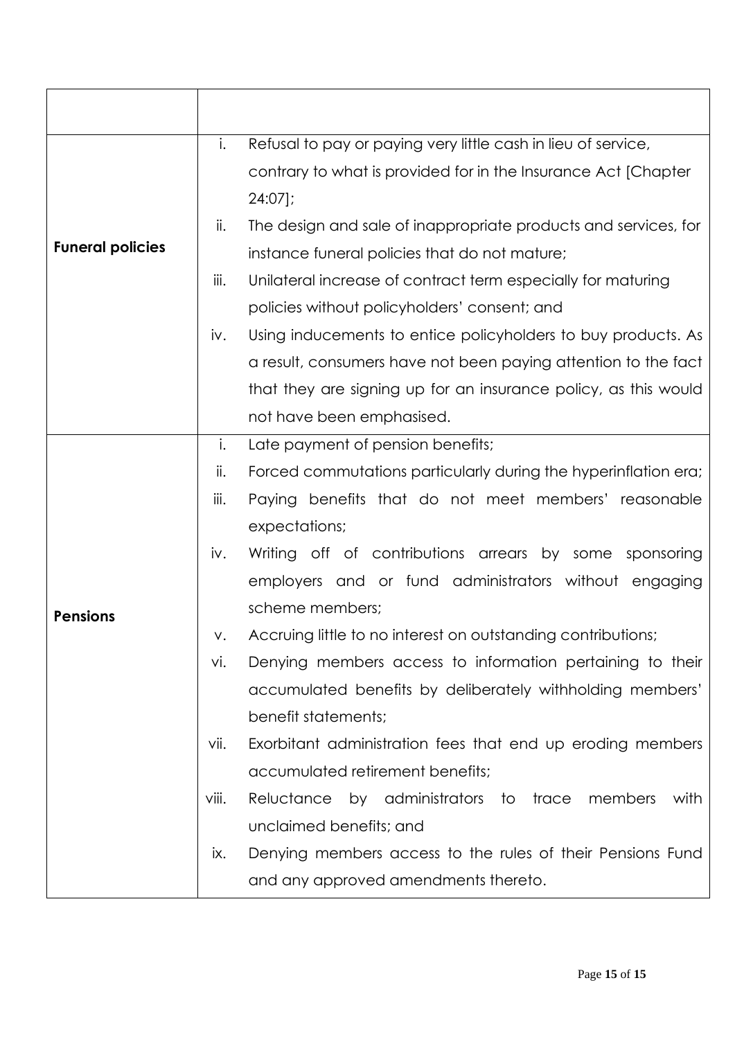| | |
|---|---|
| **Funeral policies** | i. Refusal to pay or paying very little cash in lieu of service, contrary to what is provided for in the Insurance Act [Chapter 24:07];<br>ii. The design and sale of inappropriate products and services, for instance funeral policies that do not mature;<br>iii. Unilateral increase of contract term especially for maturing policies without policyholders' consent; and<br>iv. Using inducements to entice policyholders to buy products. As a result, consumers have not been paying attention to the fact that they are signing up for an insurance policy, as this would not have been emphasised. |
| **Pensions** | i. Late payment of pension benefits;<br>ii. Forced commutations particularly during the hyperinflation era;<br>iii. Paying benefits that do not meet members' reasonable expectations;<br>iv. Writing off of contributions arrears by some sponsoring employers and or fund administrators without engaging scheme members;<br>v. Accruing little to no interest on outstanding contributions;<br>vi. Denying members access to information pertaining to their accumulated benefits by deliberately withholding members' benefit statements;<br>vii. Exorbitant administration fees that end up eroding members accumulated retirement benefits;<br>viii. Reluctance by administrators to trace members with unclaimed benefits; and<br>ix. Denying members access to the rules of their Pensions Fund and any approved amendments thereto. |